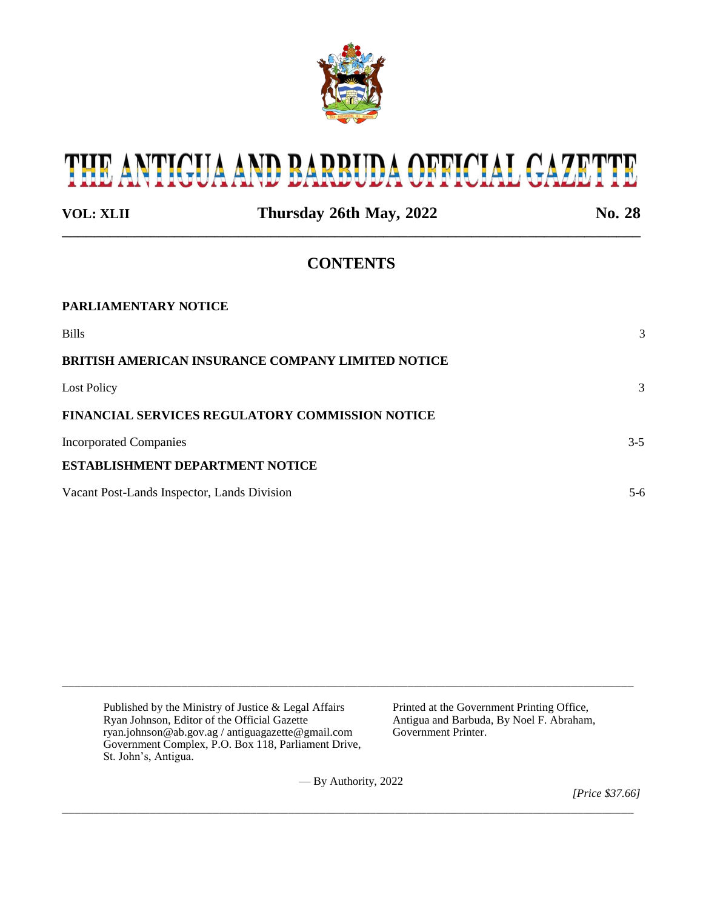# THE ANTIGUA AND BARBUDA OFFICIAL GAZETTE

**VOL: XLII** **Thursday 26th May, 2022** **No. 28**

## CONTENTS

**PARLIAMENTARY NOTICE**

Bills 3

**BRITISH AMERICAN INSURANCE COMPANY LIMITED NOTICE**

Lost Policy 3

**FINANCIAL SERVICES REGULATORY COMMISSION NOTICE**

Incorporated Companies 3-5

**ESTABLISHMENT DEPARTMENT NOTICE**

Vacant Post-Lands Inspector, Lands Division 5-6

---

Published by the Ministry of Justice & Legal Affairs
Ryan Johnson, Editor of the Official Gazette
ryan.johnson@ab.gov.ag / antiguagazette@gmail.com
Government Complex, P.O. Box 118, Parliament Drive,
St. John's, Antigua.

Printed at the Government Printing Office,
Antigua and Barbuda, By Noel F. Abraham,
Government Printer.

— By Authority, 2022

*[Price $37.66]*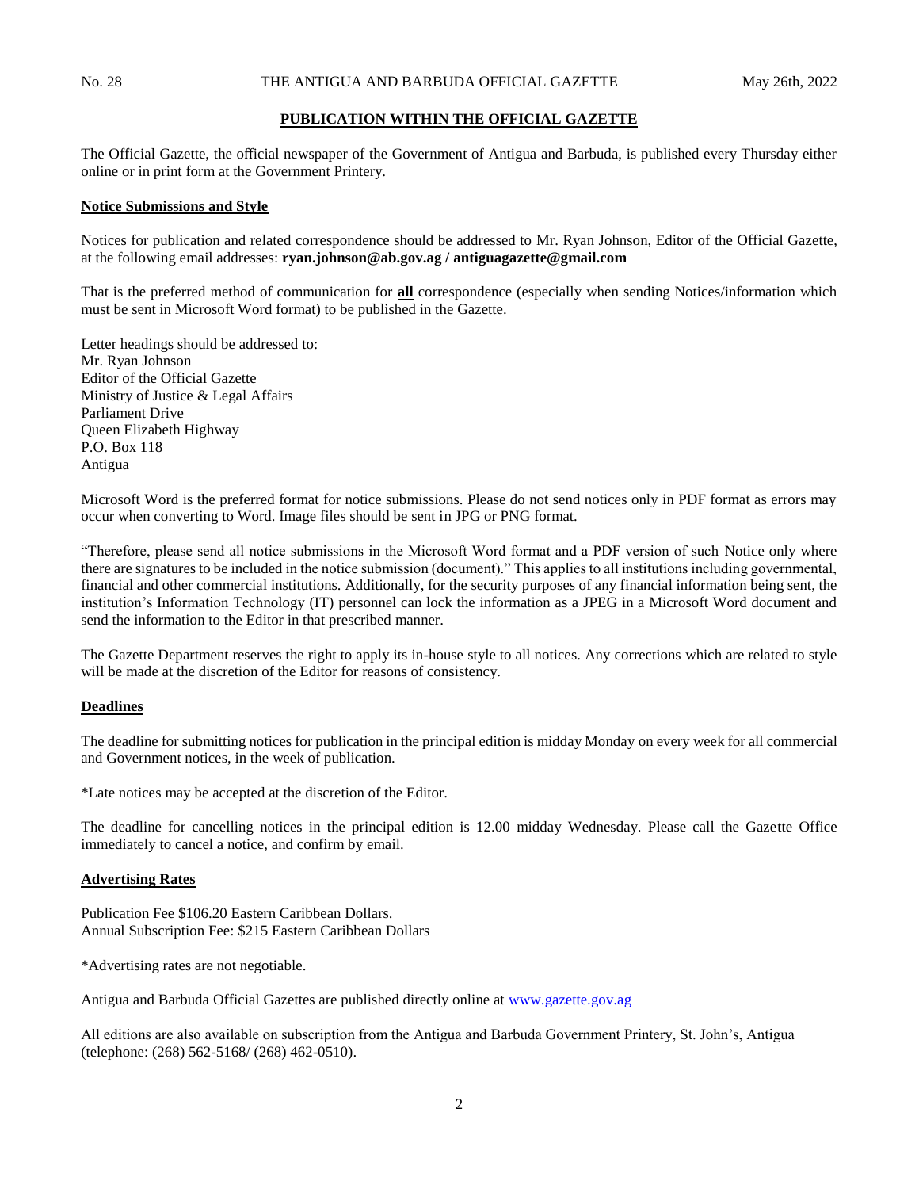## PUBLICATION WITHIN THE OFFICIAL GAZETTE

The Official Gazette, the official newspaper of the Government of Antigua and Barbuda, is published every Thursday either online or in print form at the Government Printery.

### Notice Submissions and Style

Notices for publication and related correspondence should be addressed to Mr. Ryan Johnson, Editor of the Official Gazette, at the following email addresses: **ryan.johnson@ab.gov.ag / antiguagazette@gmail.com**

That is the preferred method of communication for **all** correspondence (especially when sending Notices/information which must be sent in Microsoft Word format) to be published in the Gazette.

Letter headings should be addressed to:
Mr. Ryan Johnson
Editor of the Official Gazette
Ministry of Justice & Legal Affairs
Parliament Drive
Queen Elizabeth Highway
P.O. Box 118
Antigua

Microsoft Word is the preferred format for notice submissions. Please do not send notices only in PDF format as errors may occur when converting to Word. Image files should be sent in JPG or PNG format.

"Therefore, please send all notice submissions in the Microsoft Word format and a PDF version of such Notice only where there are signatures to be included in the notice submission (document)." This applies to all institutions including governmental, financial and other commercial institutions. Additionally, for the security purposes of any financial information being sent, the institution's Information Technology (IT) personnel can lock the information as a JPEG in a Microsoft Word document and send the information to the Editor in that prescribed manner.

The Gazette Department reserves the right to apply its in-house style to all notices. Any corrections which are related to style will be made at the discretion of the Editor for reasons of consistency.

### Deadlines

The deadline for submitting notices for publication in the principal edition is midday Monday on every week for all commercial and Government notices, in the week of publication.

*Late notices may be accepted at the discretion of the Editor.

The deadline for cancelling notices in the principal edition is 12.00 midday Wednesday. Please call the Gazette Office immediately to cancel a notice, and confirm by email.

### Advertising Rates

Publication Fee $106.20 Eastern Caribbean Dollars.
Annual Subscription Fee: $215 Eastern Caribbean Dollars

*Advertising rates are not negotiable.

Antigua and Barbuda Official Gazettes are published directly online at [www.gazette.gov.ag](http://www.gazette.gov.ag)

All editions are also available on subscription from the Antigua and Barbuda Government Printery, St. John's, Antigua (telephone: (268) 562-5168/ (268) 462-0510).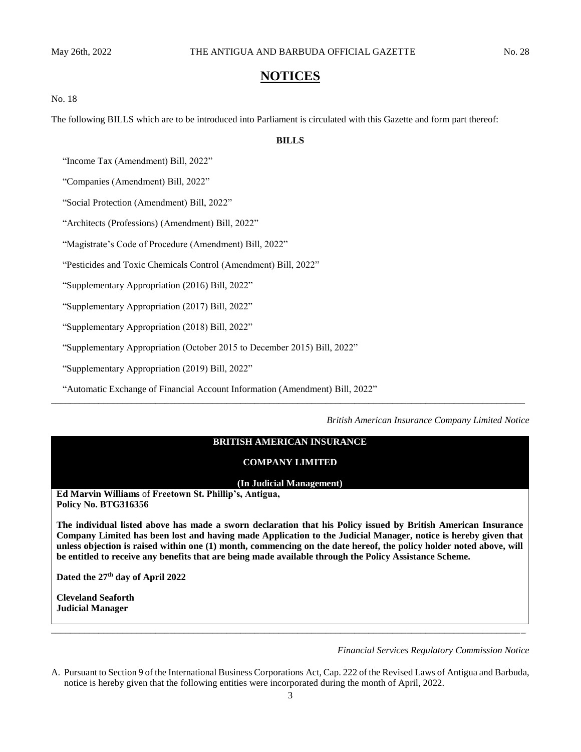# NOTICES

No. 18

The following BILLS which are to be introduced into Parliament is circulated with this Gazette and form part thereof:

**BILLS**

"Income Tax (Amendment) Bill, 2022"

"Companies (Amendment) Bill, 2022"

"Social Protection (Amendment) Bill, 2022"

"Architects (Professions) (Amendment) Bill, 2022"

"Magistrate's Code of Procedure (Amendment) Bill, 2022"

"Pesticides and Toxic Chemicals Control (Amendment) Bill, 2022"

"Supplementary Appropriation (2016) Bill, 2022"

"Supplementary Appropriation (2017) Bill, 2022"

"Supplementary Appropriation (2018) Bill, 2022"

"Supplementary Appropriation (October 2015 to December 2015) Bill, 2022"

"Supplementary Appropriation (2019) Bill, 2022"

"Automatic Exchange of Financial Account Information (Amendment) Bill, 2022"

---

*British American Insurance Company Limited Notice*

**BRITISH AMERICAN INSURANCE**

**COMPANY LIMITED**

**(In Judicial Management)**

**Ed Marvin Williams** of **Freetown St. Phillip's, Antigua,**
**Policy No. BTG316356**

**The individual listed above has made a sworn declaration that his Policy issued by British American Insurance Company Limited has been lost and having made Application to the Judicial Manager, notice is hereby given that unless objection is raised within one (1) month, commencing on the date hereof, the policy holder noted above, will be entitled to receive any benefits that are being made available through the Policy Assistance Scheme.**

**Dated the 27th day of April 2022**

**Cleveland Seaforth**
**Judicial Manager**

---

*Financial Services Regulatory Commission Notice*

A. Pursuant to Section 9 of the International Business Corporations Act, Cap. 222 of the Revised Laws of Antigua and Barbuda, notice is hereby given that the following entities were incorporated during the month of April, 2022.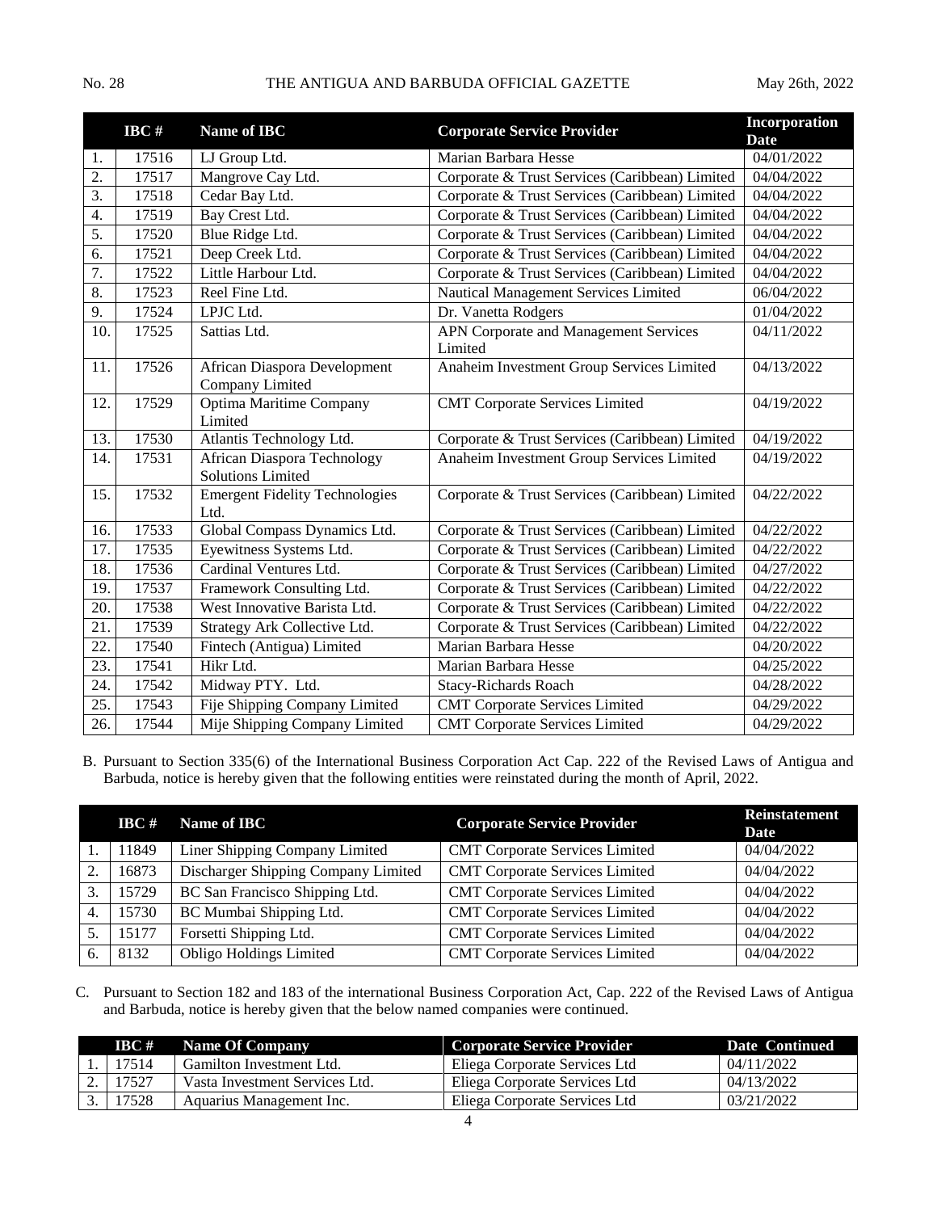| | IBC # | Name of IBC | Corporate Service Provider | Incorporation Date |
|---|---|---|---|---|
| 1. | 17516 | LJ Group Ltd. | Marian Barbara Hesse | 04/01/2022 |
| 2. | 17517 | Mangrove Cay Ltd. | Corporate & Trust Services (Caribbean) Limited | 04/04/2022 |
| 3. | 17518 | Cedar Bay Ltd. | Corporate & Trust Services (Caribbean) Limited | 04/04/2022 |
| 4. | 17519 | Bay Crest Ltd. | Corporate & Trust Services (Caribbean) Limited | 04/04/2022 |
| 5. | 17520 | Blue Ridge Ltd. | Corporate & Trust Services (Caribbean) Limited | 04/04/2022 |
| 6. | 17521 | Deep Creek Ltd. | Corporate & Trust Services (Caribbean) Limited | 04/04/2022 |
| 7. | 17522 | Little Harbour Ltd. | Corporate & Trust Services (Caribbean) Limited | 04/04/2022 |
| 8. | 17523 | Reel Fine Ltd. | Nautical Management Services Limited | 06/04/2022 |
| 9. | 17524 | LPJC Ltd. | Dr. Vanetta Rodgers | 01/04/2022 |
| 10. | 17525 | Sattias Ltd. | APN Corporate and Management Services Limited | 04/11/2022 |
| 11. | 17526 | African Diaspora Development Company Limited | Anaheim Investment Group Services Limited | 04/13/2022 |
| 12. | 17529 | Optima Maritime Company Limited | CMT Corporate Services Limited | 04/19/2022 |
| 13. | 17530 | Atlantis Technology Ltd. | Corporate & Trust Services (Caribbean) Limited | 04/19/2022 |
| 14. | 17531 | African Diaspora Technology Solutions Limited | Anaheim Investment Group Services Limited | 04/19/2022 |
| 15. | 17532 | Emergent Fidelity Technologies Ltd. | Corporate & Trust Services (Caribbean) Limited | 04/22/2022 |
| 16. | 17533 | Global Compass Dynamics Ltd. | Corporate & Trust Services (Caribbean) Limited | 04/22/2022 |
| 17. | 17535 | Eyewitness Systems Ltd. | Corporate & Trust Services (Caribbean) Limited | 04/22/2022 |
| 18. | 17536 | Cardinal Ventures Ltd. | Corporate & Trust Services (Caribbean) Limited | 04/27/2022 |
| 19. | 17537 | Framework Consulting Ltd. | Corporate & Trust Services (Caribbean) Limited | 04/22/2022 |
| 20. | 17538 | West Innovative Barista Ltd. | Corporate & Trust Services (Caribbean) Limited | 04/22/2022 |
| 21. | 17539 | Strategy Ark Collective Ltd. | Corporate & Trust Services (Caribbean) Limited | 04/22/2022 |
| 22. | 17540 | Fintech (Antigua) Limited | Marian Barbara Hesse | 04/20/2022 |
| 23. | 17541 | Hikr Ltd. | Marian Barbara Hesse | 04/25/2022 |
| 24. | 17542 | Midway PTY. Ltd. | Stacy-Richards Roach | 04/28/2022 |
| 25. | 17543 | Fije Shipping Company Limited | CMT Corporate Services Limited | 04/29/2022 |
| 26. | 17544 | Mije Shipping Company Limited | CMT Corporate Services Limited | 04/29/2022 |

B. Pursuant to Section 335(6) of the International Business Corporation Act Cap. 222 of the Revised Laws of Antigua and Barbuda, notice is hereby given that the following entities were reinstated during the month of April, 2022.

| | IBC # | Name of IBC | Corporate Service Provider | Reinstatement Date |
|---|---|---|---|---|
| 1. | 11849 | Liner Shipping Company Limited | CMT Corporate Services Limited | 04/04/2022 |
| 2. | 16873 | Discharger Shipping Company Limited | CMT Corporate Services Limited | 04/04/2022 |
| 3. | 15729 | BC San Francisco Shipping Ltd. | CMT Corporate Services Limited | 04/04/2022 |
| 4. | 15730 | BC Mumbai Shipping Ltd. | CMT Corporate Services Limited | 04/04/2022 |
| 5. | 15177 | Forsetti Shipping Ltd. | CMT Corporate Services Limited | 04/04/2022 |
| 6. | 8132 | Obligo Holdings Limited | CMT Corporate Services Limited | 04/04/2022 |

C. Pursuant to Section 182 and 183 of the international Business Corporation Act, Cap. 222 of the Revised Laws of Antigua and Barbuda, notice is hereby given that the below named companies were continued.

| | IBC # | Name Of Company | Corporate Service Provider | Date Continued |
|---|---|---|---|---|
| 1. | 17514 | Gamilton Investment Ltd. | Eliega Corporate Services Ltd | 04/11/2022 |
| 2. | 17527 | Vasta Investment Services Ltd. | Eliega Corporate Services Ltd | 04/13/2022 |
| 3. | 17528 | Aquarius Management Inc. | Eliega Corporate Services Ltd | 03/21/2022 |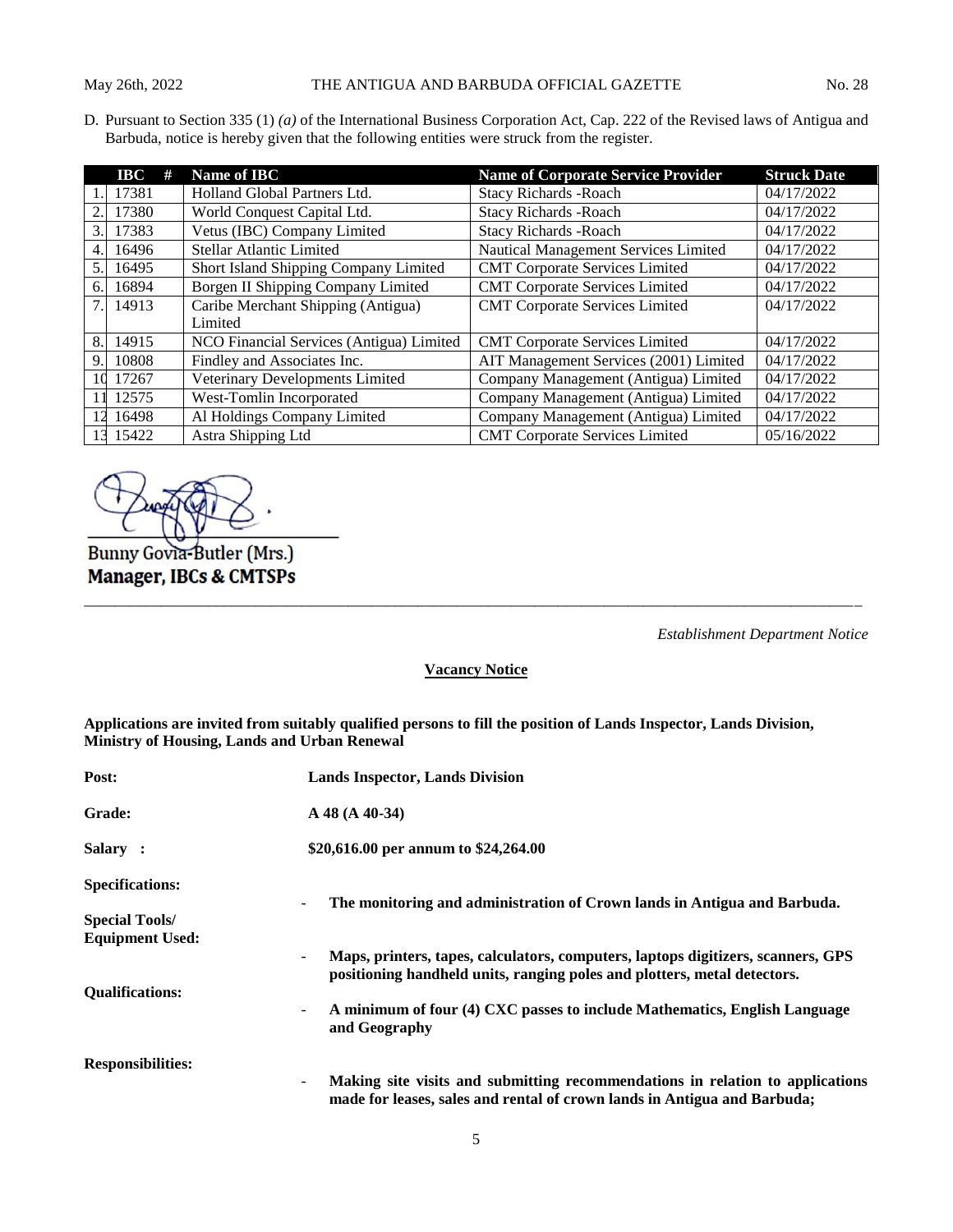D. Pursuant to Section 335 (1) *(a)* of the International Business Corporation Act, Cap. 222 of the Revised laws of Antigua and Barbuda, notice is hereby given that the following entities were struck from the register.

| | IBC # | Name of IBC | Name of Corporate Service Provider | Struck Date |
|---|---|---|---|---|
| 1. | 17381 | Holland Global Partners Ltd. | Stacy Richards -Roach | 04/17/2022 |
| 2. | 17380 | World Conquest Capital Ltd. | Stacy Richards -Roach | 04/17/2022 |
| 3. | 17383 | Vetus (IBC) Company Limited | Stacy Richards -Roach | 04/17/2022 |
| 4. | 16496 | Stellar Atlantic Limited | Nautical Management Services Limited | 04/17/2022 |
| 5. | 16495 | Short Island Shipping Company Limited | CMT Corporate Services Limited | 04/17/2022 |
| 6. | 16894 | Borgen II Shipping Company Limited | CMT Corporate Services Limited | 04/17/2022 |
| 7. | 14913 | Caribe Merchant Shipping (Antigua) Limited | CMT Corporate Services Limited | 04/17/2022 |
| 8. | 14915 | NCO Financial Services (Antigua) Limited | CMT Corporate Services Limited | 04/17/2022 |
| 9. | 10808 | Findley and Associates Inc. | AIT Management Services (2001) Limited | 04/17/2022 |
| 10 | 17267 | Veterinary Developments Limited | Company Management (Antigua) Limited | 04/17/2022 |
| 11 | 12575 | West-Tomlin Incorporated | Company Management (Antigua) Limited | 04/17/2022 |
| 12 | 16498 | Al Holdings Company Limited | Company Management (Antigua) Limited | 04/17/2022 |
| 13 | 15422 | Astra Shipping Ltd | CMT Corporate Services Limited | 05/16/2022 |

Bunny Govia-Butler (Mrs.)
**Manager, IBCs & CMTSPs**

---

*Establishment Department Notice*

**Vacancy Notice**

**Applications are invited from suitably qualified persons to fill the position of Lands Inspector, Lands Division, Ministry of Housing, Lands and Urban Renewal**

**Post:** **Lands Inspector, Lands Division**

**Grade:** **A 48 (A 40-34)**

**Salary :** **$20,616.00 per annum to $24,264.00**

**Specifications:**

- **The monitoring and administration of Crown lands in Antigua and Barbuda.**

**Special Tools/ Equipment Used:**

- **Maps, printers, tapes, calculators, computers, laptops digitizers, scanners, GPS positioning handheld units, ranging poles and plotters, metal detectors.**

**Qualifications:**

- **A minimum of four (4) CXC passes to include Mathematics, English Language and Geography**

**Responsibilities:**

- **Making site visits and submitting recommendations in relation to applications made for leases, sales and rental of crown lands in Antigua and Barbuda;**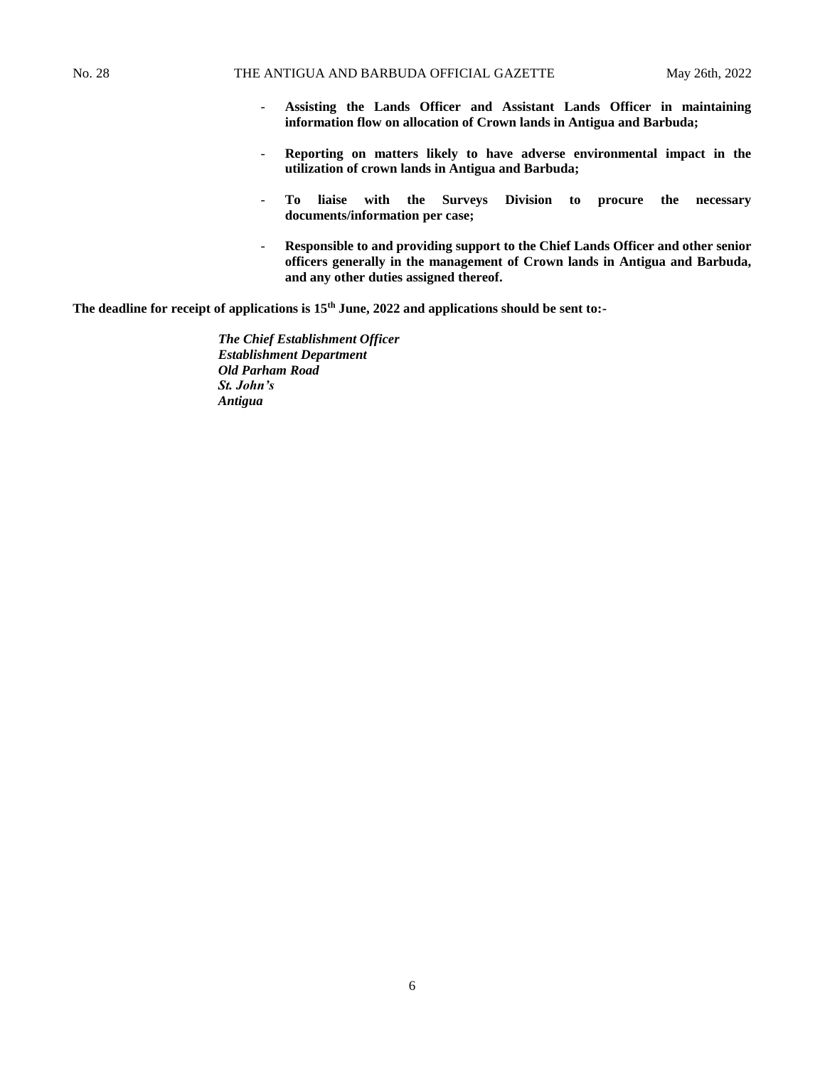- **Assisting the Lands Officer and Assistant Lands Officer in maintaining information flow on allocation of Crown lands in Antigua and Barbuda;**

- **Reporting on matters likely to have adverse environmental impact in the utilization of crown lands in Antigua and Barbuda;**

- **To liaise with the Surveys Division to procure the necessary documents/information per case;**

- **Responsible to and providing support to the Chief Lands Officer and other senior officers generally in the management of Crown lands in Antigua and Barbuda, and any other duties assigned thereof.**

**The deadline for receipt of applications is 15th June, 2022 and applications should be sent to:-**

***The Chief Establishment Officer***
***Establishment Department***
***Old Parham Road***
***St. John's***
***Antigua***